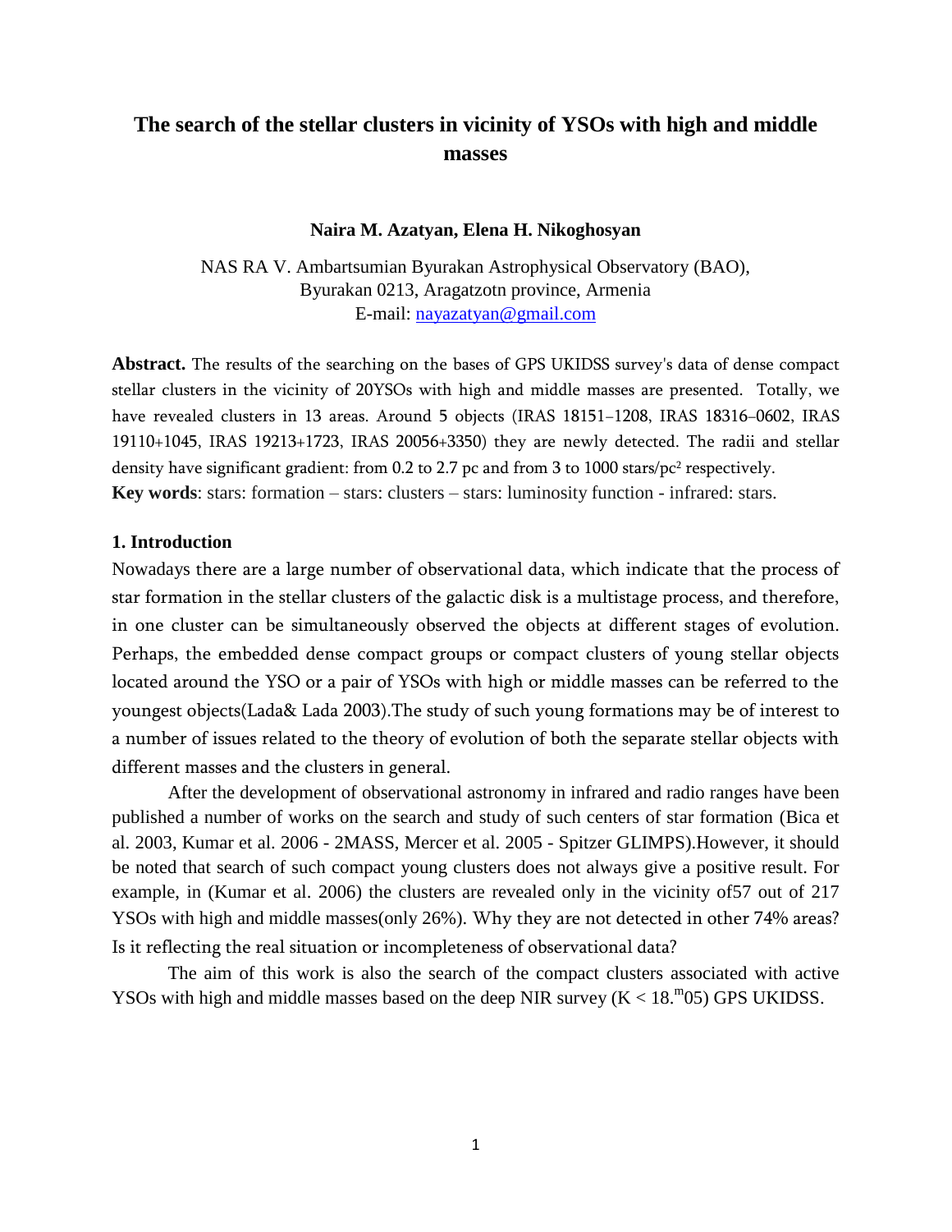# The search of the stellar clusters in vicinity of YSOs with high and middle masses

**Naira M. Azatyan, Elena H. Nikoghosyan**

NAS RA V. Ambartsumian Byurakan Astrophysical Observatory (BAO),
Byurakan 0213, Aragatzotn province, Armenia
E-mail: nayazatyan@gmail.com

**Abstract.** The results of the searching on the bases of GPS UKIDSS survey's data of dense compact stellar clusters in the vicinity of 20YSOs with high and middle masses are presented. Totally, we have revealed clusters in 13 areas. Around 5 objects (IRAS 18151–1208, IRAS 18316–0602, IRAS 19110+1045, IRAS 19213+1723, IRAS 20056+3350) they are newly detected. The radii and stellar density have significant gradient: from 0.2 to 2.7 pc and from 3 to 1000 stars/pc$^2$ respectively.

**Key words**: stars: formation – stars: clusters – stars: luminosity function - infrared: stars.

## 1. Introduction

Nowadays there are a large number of observational data, which indicate that the process of star formation in the stellar clusters of the galactic disk is a multistage process, and therefore, in one cluster can be simultaneously observed the objects at different stages of evolution. Perhaps, the embedded dense compact groups or compact clusters of young stellar objects located around the YSO or a pair of YSOs with high or middle masses can be referred to the youngest objects(Lada& Lada 2003).The study of such young formations may be of interest to a number of issues related to the theory of evolution of both the separate stellar objects with different masses and the clusters in general.

After the development of observational astronomy in infrared and radio ranges have been published a number of works on the search and study of such centers of star formation (Bica et al. 2003, Kumar et al. 2006 - 2MASS, Mercer et al. 2005 - Spitzer GLIMPS).However, it should be noted that search of such compact young clusters does not always give a positive result. For example, in (Kumar et al. 2006) the clusters are revealed only in the vicinity of57 out of 217 YSOs with high and middle masses(only 26%). Why they are not detected in other 74% areas? Is it reflecting the real situation or incompleteness of observational data?

The aim of this work is also the search of the compact clusters associated with active YSOs with high and middle masses based on the deep NIR survey (K < $18.^{m}05$) GPS UKIDSS.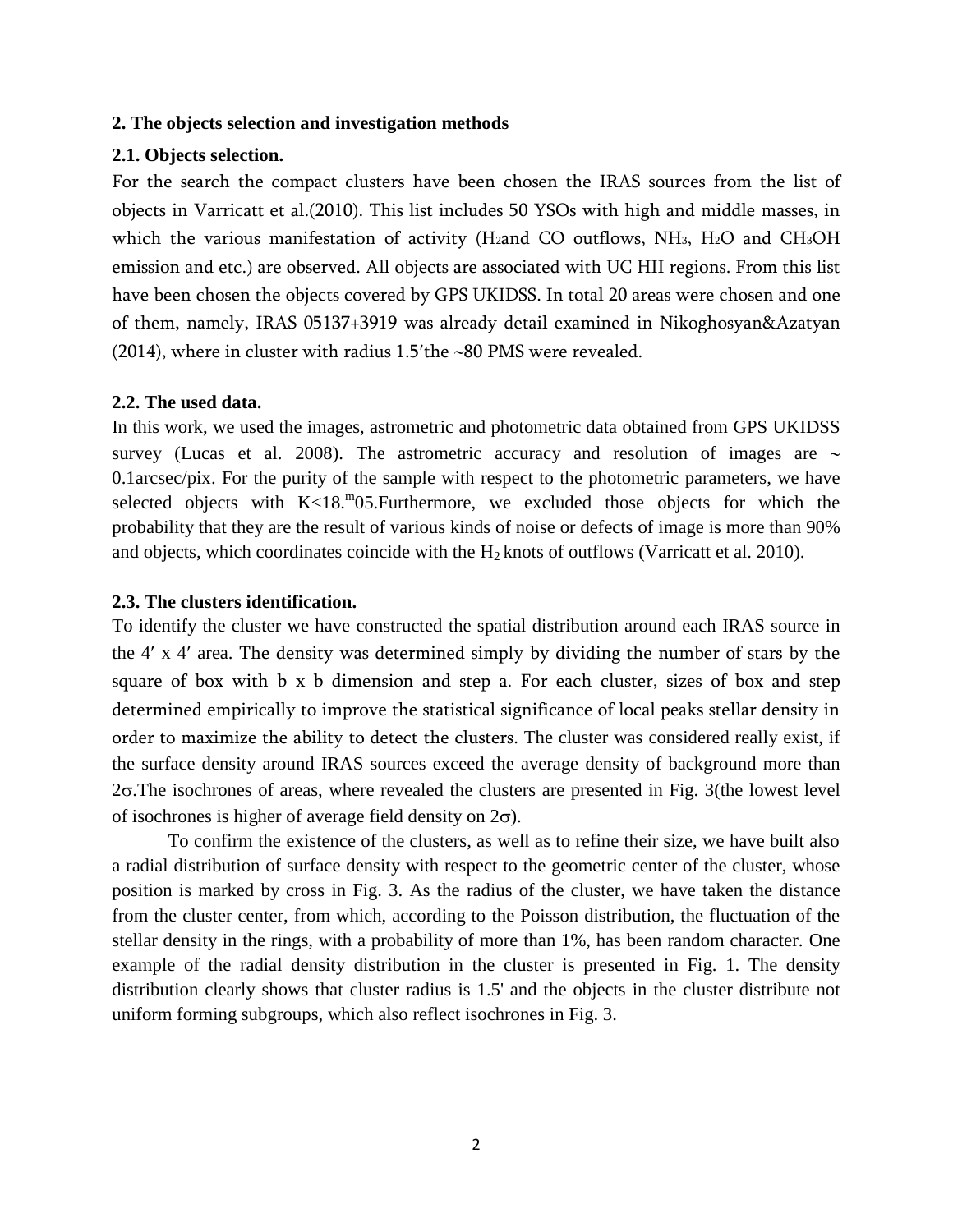## 2. The objects selection and investigation methods

### 2.1. Objects selection.

For the search the compact clusters have been chosen the IRAS sources from the list of objects in Varricatt et al.(2010). This list includes 50 YSOs with high and middle masses, in which the various manifestation of activity ($H_2$and CO outflows, $NH_3$, $H_2O$ and $CH_3OH$ emission and etc.) are observed. All objects are associated with UC HII regions. From this list have been chosen the objects covered by GPS UKIDSS. In total 20 areas were chosen and one of them, namely, IRAS 05137+3919 was already detail examined in Nikoghosyan&Azatyan (2014), where in cluster with radius 1.5′the ~80 PMS were revealed.

### 2.2. The used data.

In this work, we used the images, astrometric and photometric data obtained from GPS UKIDSS survey (Lucas et al. 2008). The astrometric accuracy and resolution of images are ~ 0.1arcsec/pix. For the purity of the sample with respect to the photometric parameters, we have selected objects with $K<18.^{m}05$.Furthermore, we excluded those objects for which the probability that they are the result of various kinds of noise or defects of image is more than 90% and objects, which coordinates coincide with the $H_2$ knots of outflows (Varricatt et al. 2010).

### 2.3. The clusters identification.

To identify the cluster we have constructed the spatial distribution around each IRAS source in the 4′ x 4′ area. The density was determined simply by dividing the number of stars by the square of box with b x b dimension and step a. For each cluster, sizes of box and step determined empirically to improve the statistical significance of local peaks stellar density in order to maximize the ability to detect the clusters. The cluster was considered really exist, if the surface density around IRAS sources exceed the average density of background more than $2\sigma$.The isochrones of areas, where revealed the clusters are presented in Fig. 3(the lowest level of isochrones is higher of average field density on $2\sigma$).

To confirm the existence of the clusters, as well as to refine their size, we have built also a radial distribution of surface density with respect to the geometric center of the cluster, whose position is marked by cross in Fig. 3. As the radius of the cluster, we have taken the distance from the cluster center, from which, according to the Poisson distribution, the fluctuation of the stellar density in the rings, with a probability of more than 1%, has been random character. One example of the radial density distribution in the cluster is presented in Fig. 1. The density distribution clearly shows that cluster radius is 1.5' and the objects in the cluster distribute not uniform forming subgroups, which also reflect isochrones in Fig. 3.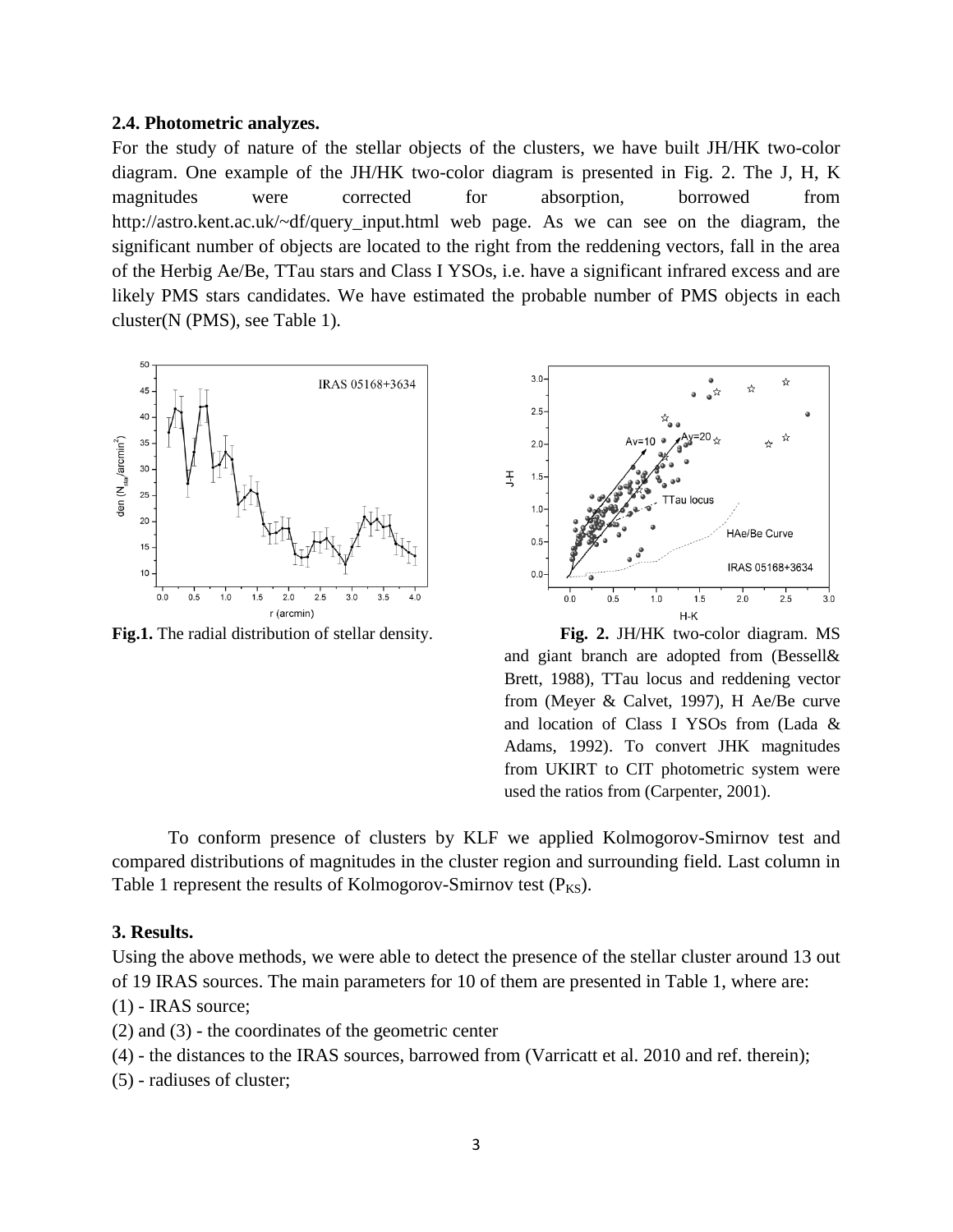### 2.4. Photometric analyzes.

For the study of nature of the stellar objects of the clusters, we have built JH/HK two-color diagram. One example of the JH/HK two-color diagram is presented in Fig. 2. The J, H, K magnitudes were corrected for absorption, borrowed from http://astro.kent.ac.uk/~df/query_input.html web page. As we can see on the diagram, the significant number of objects are located to the right from the reddening vectors, fall in the area of the Herbig Ae/Be, TTau stars and Class I YSOs, i.e. have a significant infrared excess and are likely PMS stars candidates. We have estimated the probable number of PMS objects in each cluster(N (PMS), see Table 1).

**Fig.1.** The radial distribution of stellar density.

**Fig. 2.** JH/HK two-color diagram. MS and giant branch are adopted from (Bessell& Brett, 1988), TTau locus and reddening vector from (Meyer & Calvet, 1997), H Ae/Be curve and location of Class I YSOs from (Lada & Adams, 1992). To convert JHK magnitudes from UKIRT to CIT photometric system were used the ratios from (Carpenter, 2001).

To conform presence of clusters by KLF we applied Kolmogorov-Smirnov test and compared distributions of magnitudes in the cluster region and surrounding field. Last column in Table 1 represent the results of Kolmogorov-Smirnov test ($P_{KS}$).

### 3. Results.

Using the above methods, we were able to detect the presence of the stellar cluster around 13 out of 19 IRAS sources. The main parameters for 10 of them are presented in Table 1, where are:

(1) - IRAS source;

(2) and (3) - the coordinates of the geometric center

(4) - the distances to the IRAS sources, barrowed from (Varricatt et al. 2010 and ref. therein);

(5) - radiuses of cluster;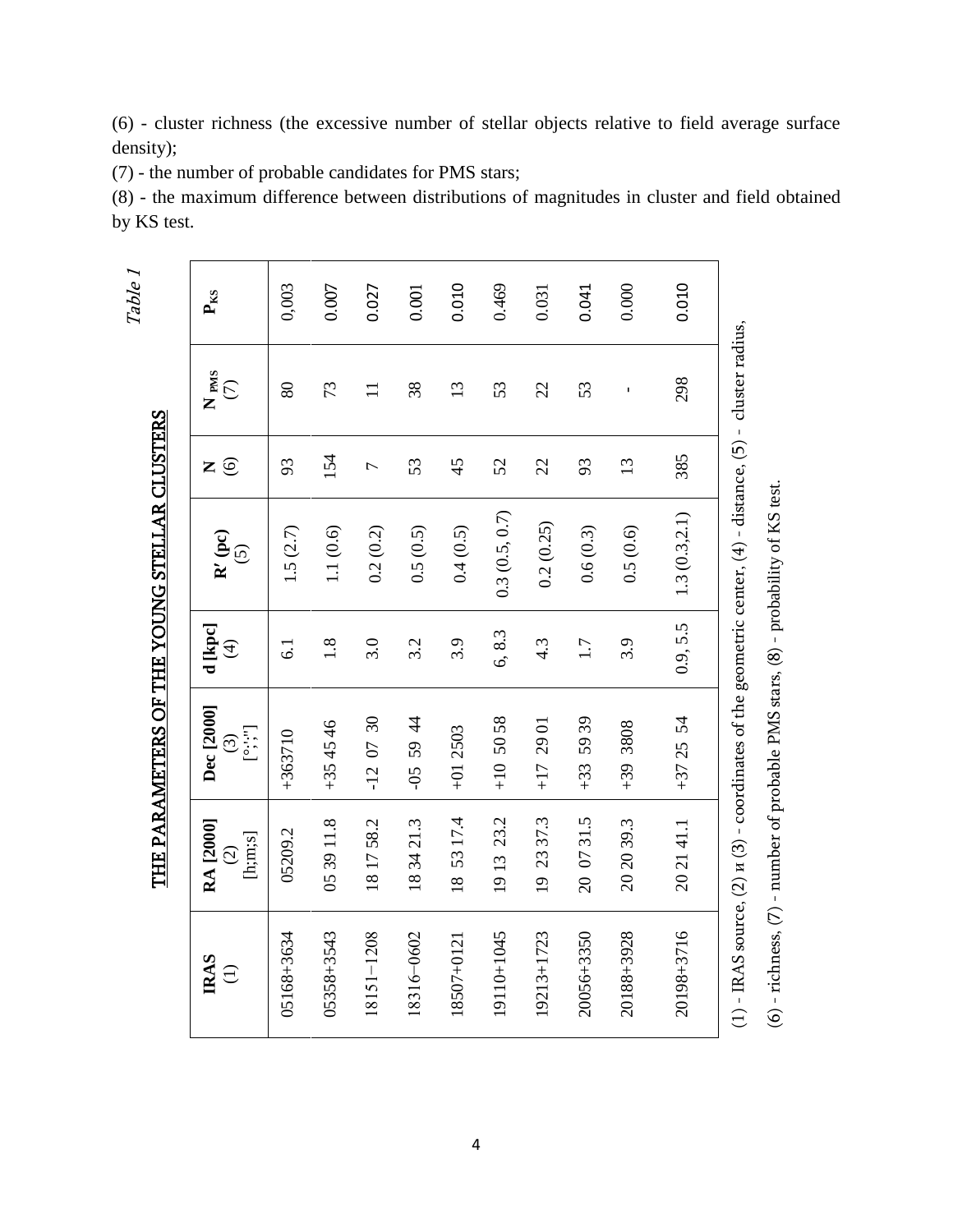(6) - cluster richness (the excessive number of stellar objects relative to field average surface density);

(7) - the number of probable candidates for PMS stars;

(8) - the maximum difference between distributions of magnitudes in cluster and field obtained by KS test.

*Table 1*

**THE PARAMETERS OF THE YOUNG STELLAR CLUSTERS**

| **IRAS** (1) | **RA [2000]** (2) [h;m;s] | **Dec [2000]** (3) [°;';"] | **d [kpc]** (4) | **R' (pc)** (5) | **N** (6) | **N$_{PMS}$** (7) | **P$_{KS}$** |
|---|---|---|---|---|---|---|---|
| 05168+3634 | 05209.2 | +363710 | 6.1 | 1.5 (2.7) | 93 | 80 | 0,003 |
| 05358+3543 | 05 39 11.8 | +35 45 46 | 1.8 | 1.1 (0.6) | 154 | 73 | 0.007 |
| 18151−1208 | 18 17 58.2 | -12 07 30 | 3.0 | 0.2 (0.2) | 7 | 11 | 0.027 |
| 18316−0602 | 18 34 21.3 | -05 59 44 | 3.2 | 0.5 (0.5) | 53 | 38 | 0.001 |
| 18507+0121 | 18 53 17.4 | +01 2503 | 3.9 | 0.4 (0.5) | 45 | 13 | 0.010 |
| 19110+1045 | 19 13 23.2 | +10 50 58 | 6, 8.3 | 0.3 (0.5, 0.7) | 52 | 53 | 0.469 |
| 19213+1723 | 19 23 37.3 | +17 29 01 | 4.3 | 0.2 (0.25) | 22 | 22 | 0.031 |
| 20056+3350 | 20 07 31.5 | +33 59 39 | 1.7 | 0.6 (0.3) | 93 | 53 | 0.041 |
| 20188+3928 | 20 20 39.3 | +39 3808 | 3.9 | 0.5 (0.6) | 13 | - | 0.000 |
| 20198+3716 | 20 21 41.1 | +37 25 54 | 0.9, 5.5 | 1.3 (0.3,2.1) | 385 | 298 | 0.010 |

(1) - IRAS source, (2) и (3) - coordinates of the geometric center, (4) - distance, (5) - cluster radius,

(6) - richness, (7) - number of probable PMS stars, (8) - probability of KS test.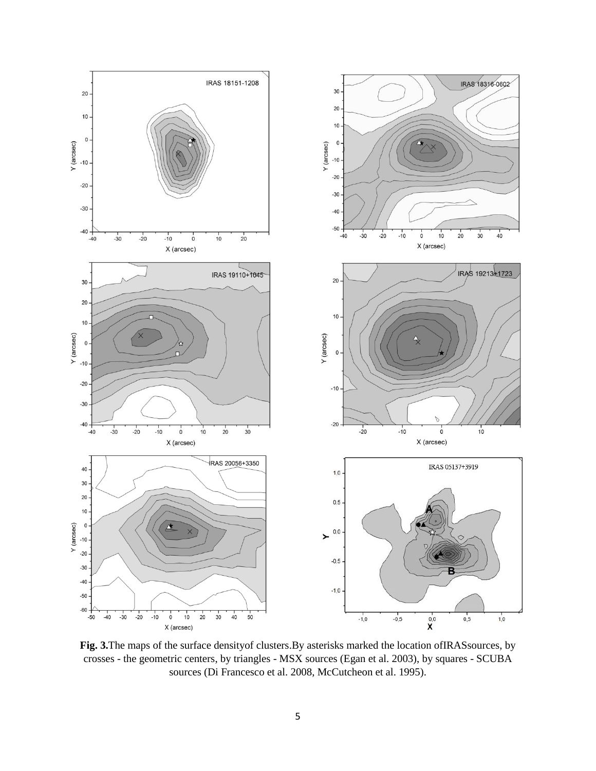**Fig. 3.**The maps of the surface densityof clusters.By asterisks marked the location ofIRASsources, by crosses - the geometric centers, by triangles - MSX sources (Egan et al. 2003), by squares - SCUBA sources (Di Francesco et al. 2008, McCutcheon et al. 1995).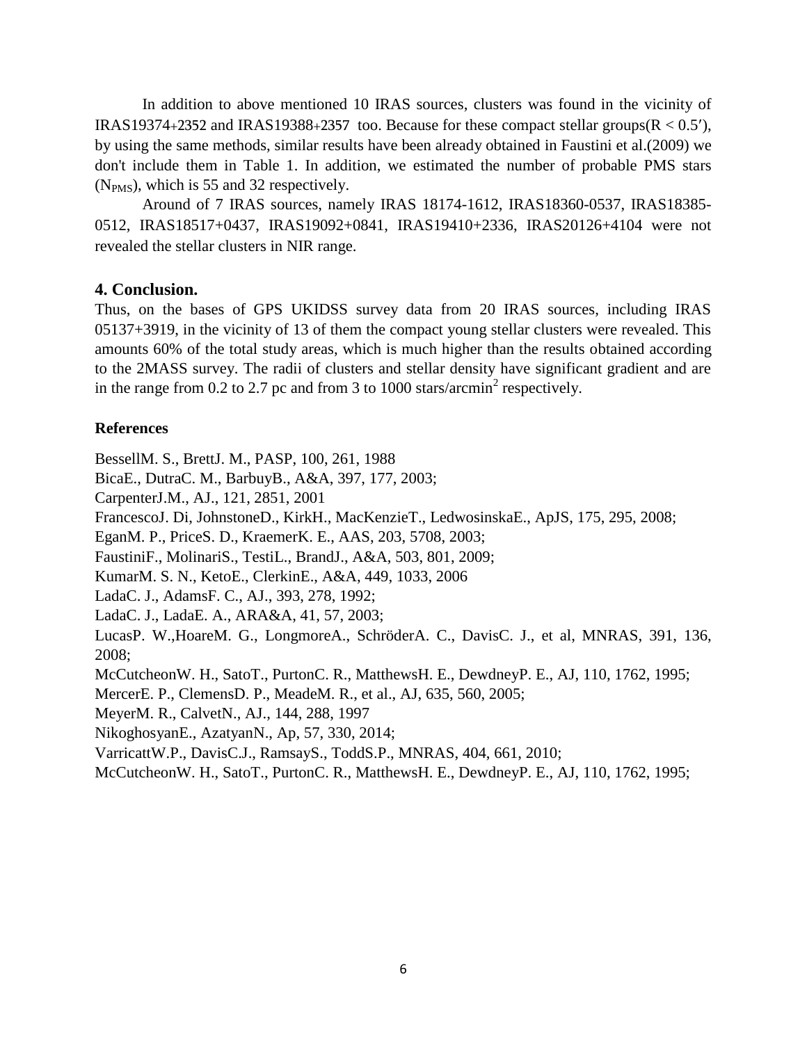In addition to above mentioned 10 IRAS sources, clusters was found in the vicinity of IRAS19374+2352 and IRAS19388+2357 too. Because for these compact stellar groups($R < 0.5'$), by using the same methods, similar results have been already obtained in Faustini et al.(2009) we don't include them in Table 1. In addition, we estimated the number of probable PMS stars ($N_{PMS}$), which is 55 and 32 respectively.

Around of 7 IRAS sources, namely IRAS 18174-1612, IRAS18360-0537, IRAS18385-0512, IRAS18517+0437, IRAS19092+0841, IRAS19410+2336, IRAS20126+4104 were not revealed the stellar clusters in NIR range.

## 4. Conclusion.

Thus, on the bases of GPS UKIDSS survey data from 20 IRAS sources, including IRAS 05137+3919, in the vicinity of 13 of them the compact young stellar clusters were revealed. This amounts 60% of the total study areas, which is much higher than the results obtained according to the 2MASS survey. The radii of clusters and stellar density have significant gradient and are in the range from 0.2 to 2.7 pc and from 3 to 1000 stars/arcmin$^2$ respectively.

### References

BessellM. S., BrettJ. M., PASP, 100, 261, 1988

BicaE., DutraC. M., BarbuyB., A&A, 397, 177, 2003;

CarpenterJ.M., AJ., 121, 2851, 2001

FrancescoJ. Di, JohnstoneD., KirkH., MacKenzieT., LedwosinskaE., ApJS, 175, 295, 2008;

EganM. P., PriceS. D., KraemerK. E., AAS, 203, 5708, 2003;

FaustiniF., MolinariS., TestiL., BrandJ., A&A, 503, 801, 2009;

KumarM. S. N., KetoE., ClerkinE., A&A, 449, 1033, 2006

LadaC. J., AdamsF. C., AJ., 393, 278, 1992;

LadaC. J., LadaE. A., ARA&A, 41, 57, 2003;

LucasP. W.,HoareM. G., LongmoreA., SchröderA. C., DavisC. J., et al, MNRAS, 391, 136, 2008;

McCutcheonW. H., SatoT., PurtonC. R., MatthewsH. E., DewdneyP. E., AJ, 110, 1762, 1995;

MercerE. P., ClemensD. P., MeadeM. R., et al., AJ, 635, 560, 2005;

MeyerM. R., CalvetN., AJ., 144, 288, 1997

NikoghosyanE., AzatyanN., Ap, 57, 330, 2014;

VarricattW.P., DavisC.J., RamsayS., ToddS.P., MNRAS, 404, 661, 2010;

McCutcheonW. H., SatoT., PurtonC. R., MatthewsH. E., DewdneyP. E., AJ, 110, 1762, 1995;